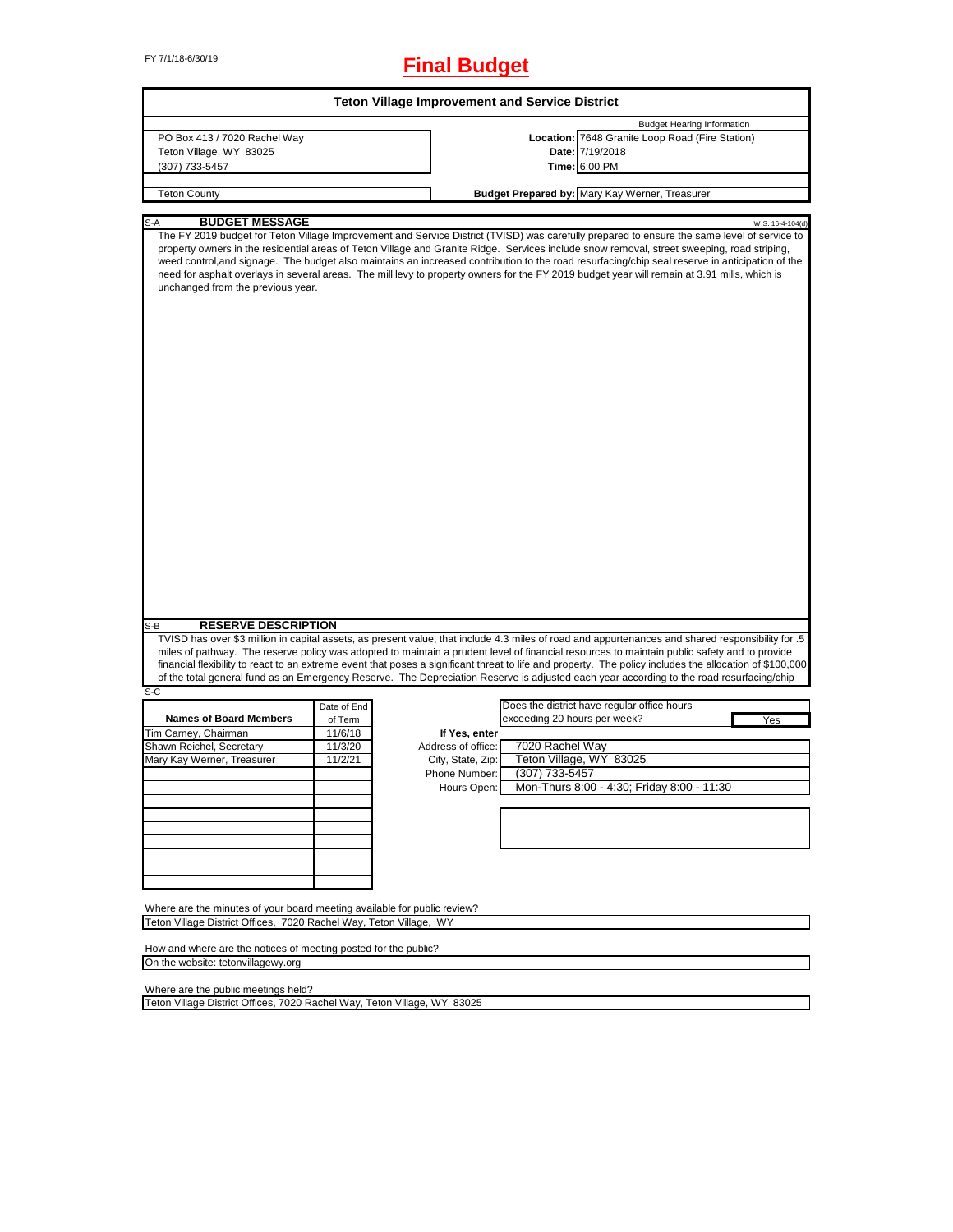FY 7/1/18-6/30/19

# Final Budget

## Teton Village Improvement and Service District

| | | |
|---|---|---|
| | | Budget Hearing Information |
| PO Box 413 / 7020 Rachel Way | **Location:** | 7648 Granite Loop Road (Fire Station) |
| Teton Village, WY 83025 | **Date:** | 7/19/2018 |
| (307) 733-5457 | **Time:** | 6:00 PM |
| | | |
| Teton County | **Budget Prepared by:** | Mary Kay Werner, Treasurer |

S-A **BUDGET MESSAGE** W.S. 16-4-104(d)

The FY 2019 budget for Teton Village Improvement and Service District (TVISD) was carefully prepared to ensure the same level of service to property owners in the residential areas of Teton Village and Granite Ridge. Services include snow removal, street sweeping, road striping, weed control,and signage. The budget also maintains an increased contribution to the road resurfacing/chip seal reserve in anticipation of the need for asphalt overlays in several areas. The mill levy to property owners for the FY 2019 budget year will remain at 3.91 mills, which is unchanged from the previous year.

S-B **RESERVE DESCRIPTION**

TVISD has over $3 million in capital assets, as present value, that include 4.3 miles of road and appurtenances and shared responsibility for .5 miles of pathway. The reserve policy was adopted to maintain a prudent level of financial resources to maintain public safety and to provide financial flexibility to react to an extreme event that poses a significant threat to life and property. The policy includes the allocation of $100,000 of the total general fund as an Emergency Reserve. The Depreciation Reserve is adjusted each year according to the road resurfacing/chip

S-C

| Names of Board Members | Date of End of Term |
|---|---|
| Tim Carney, Chairman | 11/6/18 |
| Shawn Reichel, Secretary | 11/3/20 |
| Mary Kay Werner, Treasurer | 11/2/21 |
| | |
| | |
| | |
| | |
| | |
| | |
| | |
| | |

Does the district have regular office hours exceeding 20 hours per week? **Yes**

| If Yes, enter | |
|---|---|
| Address of office: | 7020 Rachel Way |
| City, State, Zip: | Teton Village, WY 83025 |
| Phone Number: | (307) 733-5457 |
| Hours Open: | Mon-Thurs 8:00 - 4:30; Friday 8:00 - 11:30 |

Where are the minutes of your board meeting available for public review?

Teton Village District Offices, 7020 Rachel Way, Teton Village, WY

How and where are the notices of meeting posted for the public?

On the website: tetonvillagewy.org

Where are the public meetings held?

Teton Village District Offices, 7020 Rachel Way, Teton Village, WY 83025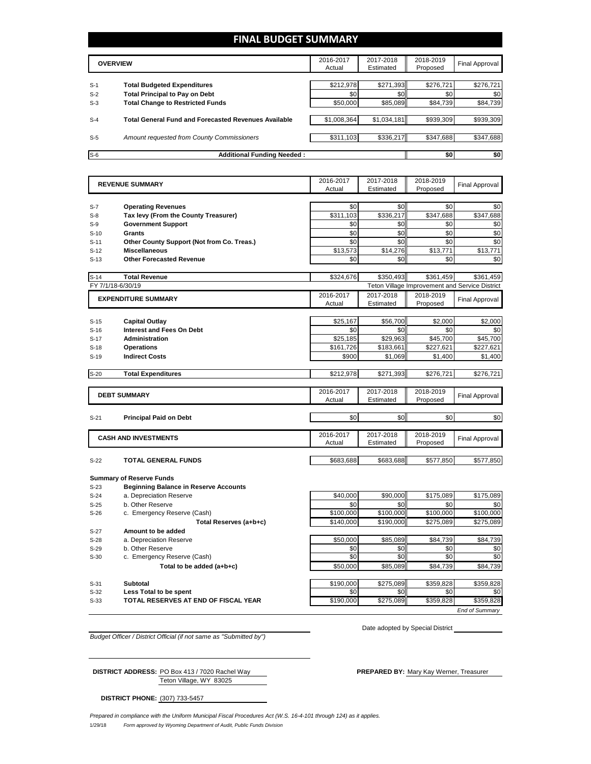# FINAL BUDGET SUMMARY

| | OVERVIEW | 2016-2017 Actual | 2017-2018 Estimated | 2018-2019 Proposed | Final Approval |
|---|---|---|---|---|---|
| S-1 | **Total Budgeted Expenditures** | $212,978 | $271,393 | $276,721 | $276,721 |
| S-2 | **Total Principal to Pay on Debt** | $0 | $0 | $0 | $0 |
| S-3 | **Total Change to Restricted Funds** | $50,000 | $85,089 | $84,739 | $84,739 |
| S-4 | **Total General Fund and Forecasted Revenues Available** | $1,008,364 | $1,034,181 | $939,309 | $939,309 |
| S-5 | *Amount requested from County Commissioners* | $311,103 | $336,217 | $347,688 | $347,688 |
| S-6 | **Additional Funding Needed :** | | | $0 | $0 |

| | REVENUE SUMMARY | 2016-2017 Actual | 2017-2018 Estimated | 2018-2019 Proposed | Final Approval |
|---|---|---|---|---|---|
| S-7 | **Operating Revenues** | $0 | $0 | $0 | $0 |
| S-8 | **Tax levy (From the County Treasurer)** | $311,103 | $336,217 | $347,688 | $347,688 |
| S-9 | **Government Support** | $0 | $0 | $0 | $0 |
| S-10 | **Grants** | $0 | $0 | $0 | $0 |
| S-11 | **Other County Support (Not from Co. Treas.)** | $0 | $0 | $0 | $0 |
| S-12 | **Miscellaneous** | $13,573 | $14,276 | $13,771 | $13,771 |
| S-13 | **Other Forecasted Revenue** | $0 | $0 | $0 | $0 |
| S-14 | **Total Revenue** | $324,676 | $350,493 | $361,459 | $361,459 |

FY 7/1/18-6/30/19 — Teton Village Improvement and Service District

| | EXPENDITURE SUMMARY | 2016-2017 Actual | 2017-2018 Estimated | 2018-2019 Proposed | Final Approval |
|---|---|---|---|---|---|
| S-15 | **Capital Outlay** | $25,167 | $56,700 | $2,000 | $2,000 |
| S-16 | **Interest and Fees On Debt** | $0 | $0 | $0 | $0 |
| S-17 | **Administration** | $25,185 | $29,963 | $45,700 | $45,700 |
| S-18 | **Operations** | $161,726 | $183,661 | $227,621 | $227,621 |
| S-19 | **Indirect Costs** | $900 | $1,069 | $1,400 | $1,400 |
| S-20 | **Total Expenditures** | $212,978 | $271,393 | $276,721 | $276,721 |

| | DEBT SUMMARY | 2016-2017 Actual | 2017-2018 Estimated | 2018-2019 Proposed | Final Approval |
|---|---|---|---|---|---|
| S-21 | **Principal Paid on Debt** | $0 | $0 | $0 | $0 |

| | CASH AND INVESTMENTS | 2016-2017 Actual | 2017-2018 Estimated | 2018-2019 Proposed | Final Approval |
|---|---|---|---|---|---|
| S-22 | **TOTAL GENERAL FUNDS** | $683,688 | $683,688 | $577,850 | $577,850 |
| | **Summary of Reserve Funds** | | | | |
| S-23 | **Beginning Balance in Reserve Accounts** | | | | |
| S-24 | a. Depreciation Reserve | $40,000 | $90,000 | $175,089 | $175,089 |
| S-25 | b. Other Reserve | $0 | $0 | $0 | $0 |
| S-26 | c. Emergency Reserve (Cash) | $100,000 | $100,000 | $100,000 | $100,000 |
| | **Total Reserves (a+b+c)** | $140,000 | $190,000 | $275,089 | $275,089 |
| S-27 | **Amount to be added** | | | | |
| S-28 | a. Depreciation Reserve | $50,000 | $85,089 | $84,739 | $84,739 |
| S-29 | b. Other Reserve | $0 | $0 | $0 | $0 |
| S-30 | c. Emergency Reserve (Cash) | $0 | $0 | $0 | $0 |
| | **Total to be added (a+b+c)** | $50,000 | $85,089 | $84,739 | $84,739 |
| S-31 | **Subtotal** | $190,000 | $275,089 | $359,828 | $359,828 |
| S-32 | **Less Total to be spent** | $0 | $0 | $0 | $0 |
| S-33 | **TOTAL RESERVES AT END OF FISCAL YEAR** | $190,000 | $275,089 | $359,828 | $359,828 |

*End of Summary*

*Budget Officer / District Official (if not same as "Submitted by")*

Date adopted by Special District

**DISTRICT ADDRESS:** PO Box 413 / 7020 Rachel Way
Teton Village, WY 83025

**PREPARED BY:** Mary Kay Werner, Treasurer

**DISTRICT PHONE:** (307) 733-5457

*Prepared in compliance with the Uniform Municipal Fiscal Procedures Act (W.S. 16-4-101 through 124) as it applies.*

1/29/18 *Form approved by Wyoming Department of Audit, Public Funds Division*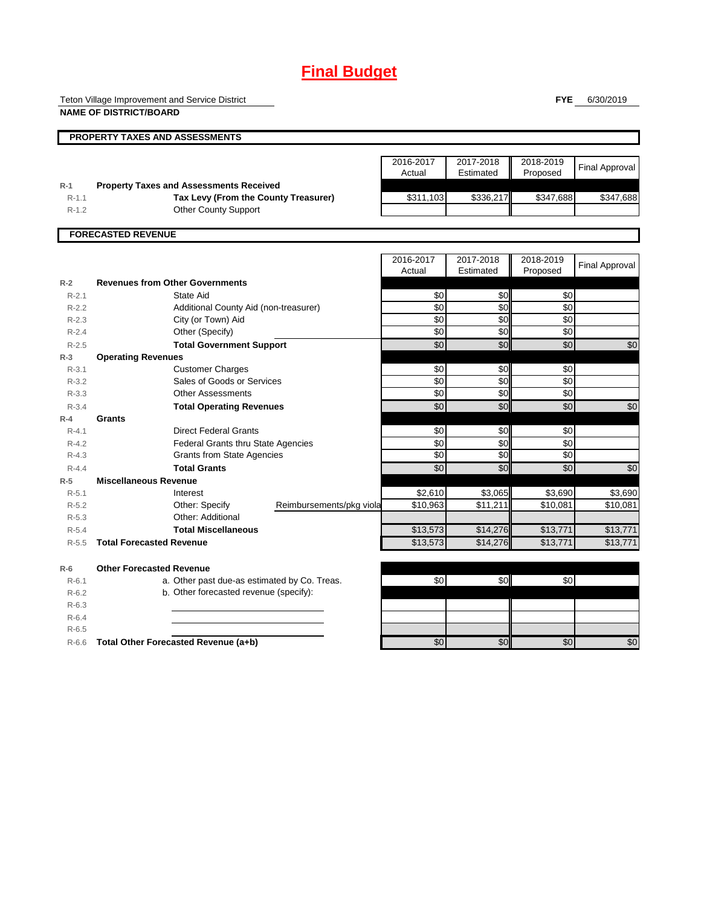# Final Budget

Teton Village Improvement and Service District

**NAME OF DISTRICT/BOARD**

**FYE** 6/30/2019

## PROPERTY TAXES AND ASSESSMENTS

| | | 2016-2017 Actual | 2017-2018 Estimated | 2018-2019 Proposed | Final Approval |
|---|---|---|---|---|---|
| **R-1** | **Property Taxes and Assessments Received** | | | | |
| R-1.1 | **Tax Levy (From the County Treasurer)** | $311,103 | $336,217 | $347,688 | $347,688 |
| R-1.2 | Other County Support | | | | |

## FORECASTED REVENUE

| | | 2016-2017 Actual | 2017-2018 Estimated | 2018-2019 Proposed | Final Approval |
|---|---|---|---|---|---|
| **R-2** | **Revenues from Other Governments** | | | | |
| R-2.1 | State Aid | $0 | $0 | $0 | |
| R-2.2 | Additional County Aid (non-treasurer) | $0 | $0 | $0 | |
| R-2.3 | City (or Town) Aid | $0 | $0 | $0 | |
| R-2.4 | Other (Specify) | $0 | $0 | $0 | |
| R-2.5 | **Total Government Support** | $0 | $0 | $0 | $0 |
| **R-3** | **Operating Revenues** | | | | |
| R-3.1 | Customer Charges | $0 | $0 | $0 | |
| R-3.2 | Sales of Goods or Services | $0 | $0 | $0 | |
| R-3.3 | Other Assessments | $0 | $0 | $0 | |
| R-3.4 | **Total Operating Revenues** | $0 | $0 | $0 | $0 |
| **R-4** | **Grants** | | | | |
| R-4.1 | Direct Federal Grants | $0 | $0 | $0 | |
| R-4.2 | Federal Grants thru State Agencies | $0 | $0 | $0 | |
| R-4.3 | Grants from State Agencies | $0 | $0 | $0 | |
| R-4.4 | **Total Grants** | $0 | $0 | $0 | $0 |
| **R-5** | **Miscellaneous Revenue** | | | | |
| R-5.1 | Interest | $2,610 | $3,065 | $3,690 | $3,690 |
| R-5.2 | Other: Specify Reimbursements/pkg viola | $10,963 | $11,211 | $10,081 | $10,081 |
| R-5.3 | Other: Additional | | | | |
| R-5.4 | **Total Miscellaneous** | $13,573 | $14,276 | $13,771 | $13,771 |
| R-5.5 | **Total Forecasted Revenue** | $13,573 | $14,276 | $13,771 | $13,771 |
| **R-6** | **Other Forecasted Revenue** | | | | |
| R-6.1 | a. Other past due-as estimated by Co. Treas. | $0 | $0 | $0 | |
| R-6.2 | b. Other forecasted revenue (specify): | | | | |
| R-6.3 | | | | | |
| R-6.4 | | | | | |
| R-6.5 | | | | | |
| R-6.6 | **Total Other Forecasted Revenue (a+b)** | $0 | $0 | $0 | $0 |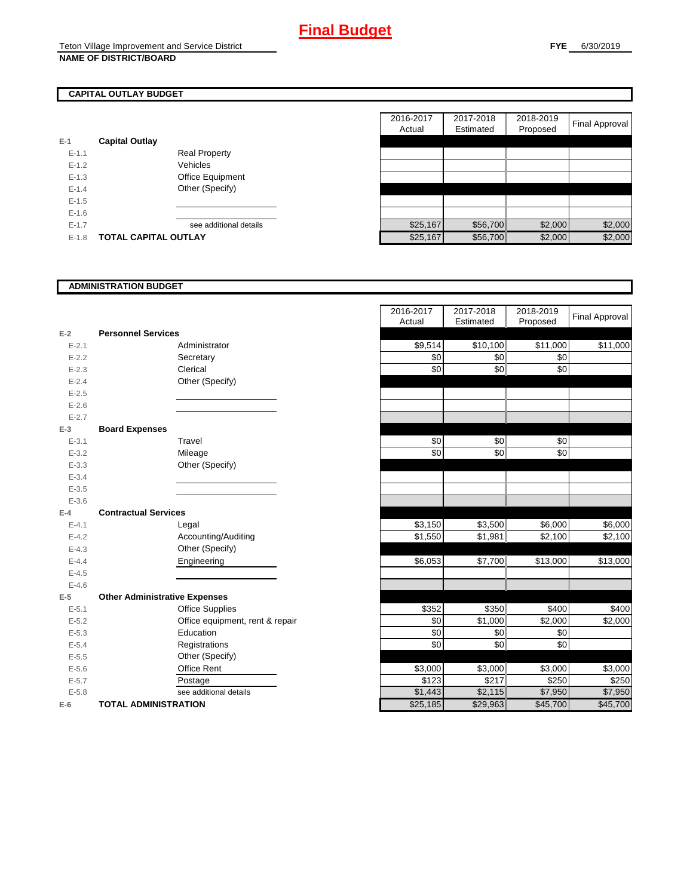# Final Budget

Teton Village Improvement and Service District
**NAME OF DISTRICT/BOARD**

**FYE** 6/30/2019

## CAPITAL OUTLAY BUDGET

| | | | 2016-2017 Actual | 2017-2018 Estimated | 2018-2019 Proposed | Final Approval |
|---|---|---|---|---|---|---|
| E-1 | **Capital Outlay** | | | | | |
| E-1.1 | | Real Property | | | | |
| E-1.2 | | Vehicles | | | | |
| E-1.3 | | Office Equipment | | | | |
| E-1.4 | | Other (Specify) | | | | |
| E-1.5 | | | | | | |
| E-1.6 | | | | | | |
| E-1.7 | | see additional details | $25,167 | $56,700 | $2,000 | $2,000 |
| E-1.8 | **TOTAL CAPITAL OUTLAY** | | $25,167 | $56,700 | $2,000 | $2,000 |

## ADMINISTRATION BUDGET

| | | | 2016-2017 Actual | 2017-2018 Estimated | 2018-2019 Proposed | Final Approval |
|---|---|---|---|---|---|---|
| E-2 | **Personnel Services** | | | | | |
| E-2.1 | | Administrator | $9,514 | $10,100 | $11,000 | $11,000 |
| E-2.2 | | Secretary | $0 | $0 | $0 | |
| E-2.3 | | Clerical | $0 | $0 | $0 | |
| E-2.4 | | Other (Specify) | | | | |
| E-2.5 | | | | | | |
| E-2.6 | | | | | | |
| E-2.7 | | | | | | |
| E-3 | **Board Expenses** | | | | | |
| E-3.1 | | Travel | $0 | $0 | $0 | |
| E-3.2 | | Mileage | $0 | $0 | $0 | |
| E-3.3 | | Other (Specify) | | | | |
| E-3.4 | | | | | | |
| E-3.5 | | | | | | |
| E-3.6 | | | | | | |
| E-4 | **Contractual Services** | | | | | |
| E-4.1 | | Legal | $3,150 | $3,500 | $6,000 | $6,000 |
| E-4.2 | | Accounting/Auditing | $1,550 | $1,981 | $2,100 | $2,100 |
| E-4.3 | | Other (Specify) | | | | |
| E-4.4 | | Engineering | $6,053 | $7,700 | $13,000 | $13,000 |
| E-4.5 | | | | | | |
| E-4.6 | | | | | | |
| E-5 | **Other Administrative Expenses** | | | | | |
| E-5.1 | | Office Supplies | $352 | $350 | $400 | $400 |
| E-5.2 | | Office equipment, rent & repair | $0 | $1,000 | $2,000 | $2,000 |
| E-5.3 | | Education | $0 | $0 | $0 | |
| E-5.4 | | Registrations | $0 | $0 | $0 | |
| E-5.5 | | Other (Specify) | | | | |
| E-5.6 | | Office Rent | $3,000 | $3,000 | $3,000 | $3,000 |
| E-5.7 | | Postage | $123 | $217 | $250 | $250 |
| E-5.8 | | see additional details | $1,443 | $2,115 | $7,950 | $7,950 |
| E-6 | **TOTAL ADMINISTRATION** | | $25,185 | $29,963 | $45,700 | $45,700 |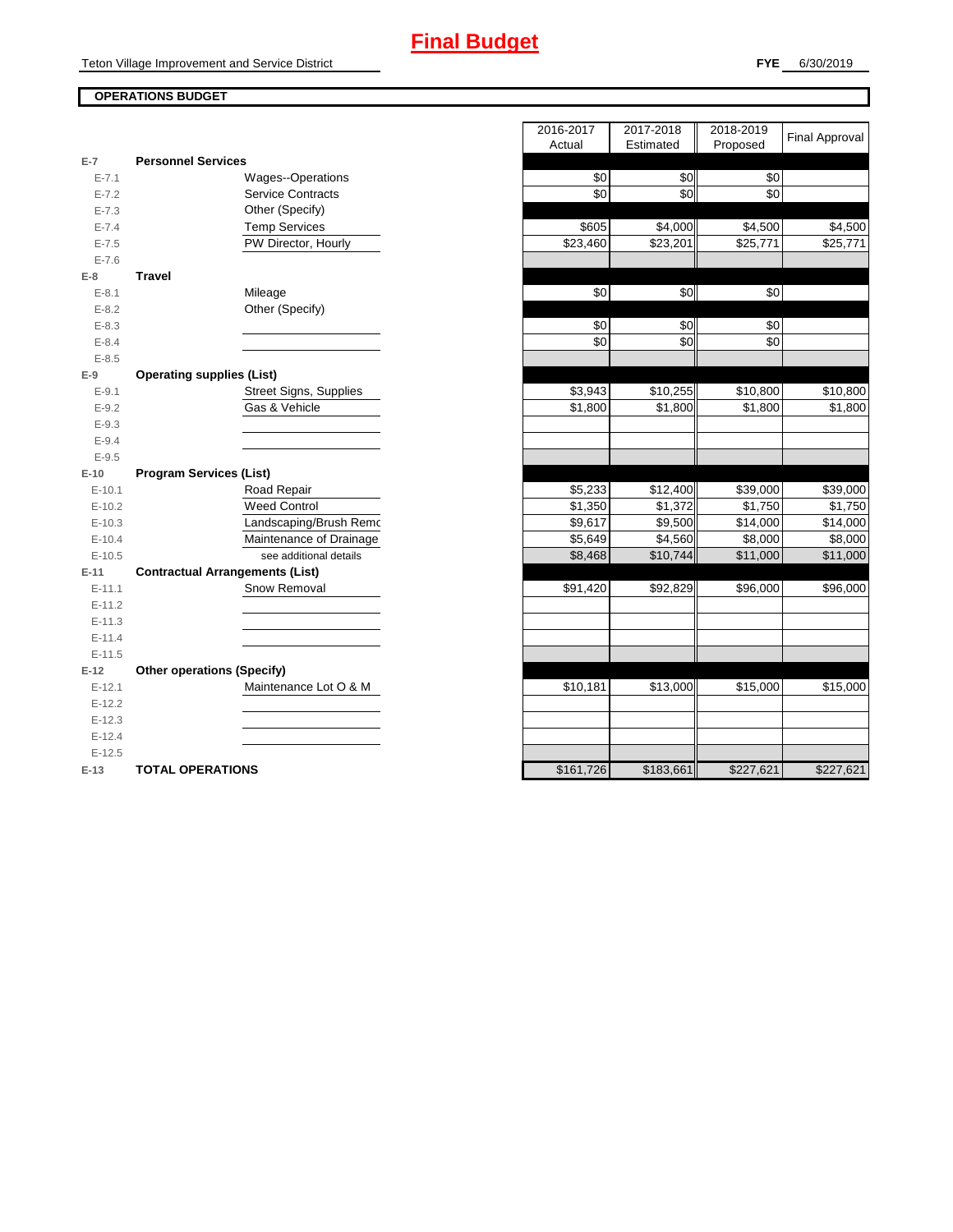# Final Budget

Teton Village Improvement and Service District

**FYE** 6/30/2019

## OPERATIONS BUDGET

| | | | 2016-2017 Actual | 2017-2018 Estimated | 2018-2019 Proposed | Final Approval |
|---|---|---|---|---|---|---|
| E-7 | **Personnel Services** | | | | | |
| E-7.1 | | Wages--Operations | $0 | $0 | $0 | |
| E-7.2 | | Service Contracts | $0 | $0 | $0 | |
| E-7.3 | | Other (Specify) | | | | |
| E-7.4 | | Temp Services | $605 | $4,000 | $4,500 | $4,500 |
| E-7.5 | | PW Director, Hourly | $23,460 | $23,201 | $25,771 | $25,771 |
| E-7.6 | | | | | | |
| E-8 | **Travel** | | | | | |
| E-8.1 | | Mileage | $0 | $0 | $0 | |
| E-8.2 | | Other (Specify) | | | | |
| E-8.3 | | | $0 | $0 | $0 | |
| E-8.4 | | | $0 | $0 | $0 | |
| E-8.5 | | | | | | |
| E-9 | **Operating supplies (List)** | | | | | |
| E-9.1 | | Street Signs, Supplies | $3,943 | $10,255 | $10,800 | $10,800 |
| E-9.2 | | Gas & Vehicle | $1,800 | $1,800 | $1,800 | $1,800 |
| E-9.3 | | | | | | |
| E-9.4 | | | | | | |
| E-9.5 | | | | | | |
| E-10 | **Program Services (List)** | | | | | |
| E-10.1 | | Road Repair | $5,233 | $12,400 | $39,000 | $39,000 |
| E-10.2 | | Weed Control | $1,350 | $1,372 | $1,750 | $1,750 |
| E-10.3 | | Landscaping/Brush Remo | $9,617 | $9,500 | $14,000 | $14,000 |
| E-10.4 | | Maintenance of Drainage | $5,649 | $4,560 | $8,000 | $8,000 |
| E-10.5 | | see additional details | $8,468 | $10,744 | $11,000 | $11,000 |
| E-11 | **Contractual Arrangements (List)** | | | | | |
| E-11.1 | | Snow Removal | $91,420 | $92,829 | $96,000 | $96,000 |
| E-11.2 | | | | | | |
| E-11.3 | | | | | | |
| E-11.4 | | | | | | |
| E-11.5 | | | | | | |
| E-12 | **Other operations (Specify)** | | | | | |
| E-12.1 | | Maintenance Lot O & M | $10,181 | $13,000 | $15,000 | $15,000 |
| E-12.2 | | | | | | |
| E-12.3 | | | | | | |
| E-12.4 | | | | | | |
| E-12.5 | | | | | | |
| E-13 | **TOTAL OPERATIONS** | | $161,726 | $183,661 | $227,621 | $227,621 |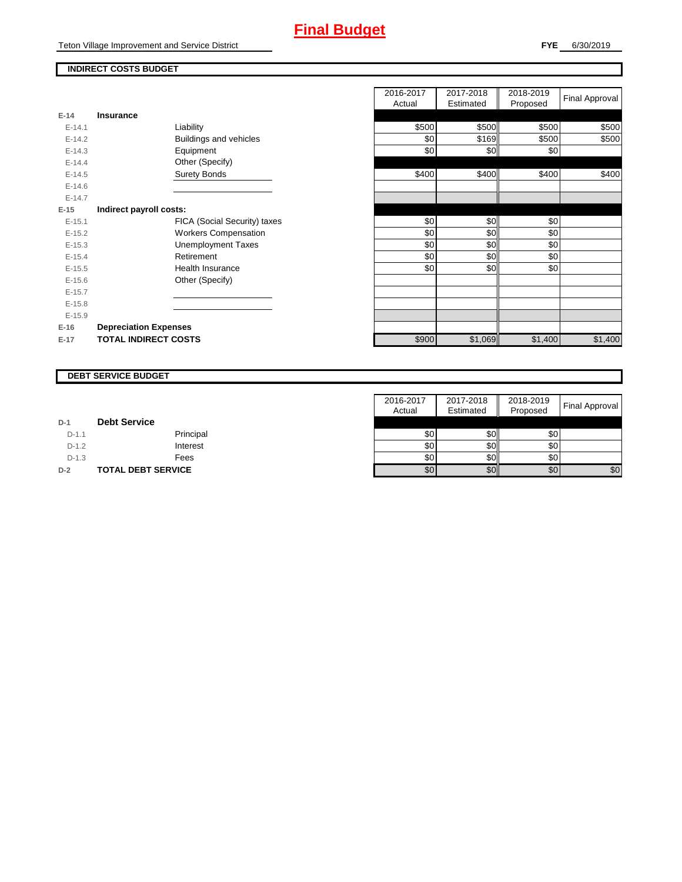# Final Budget

Teton Village Improvement and Service District

**FYE** 6/30/2019

## INDIRECT COSTS BUDGET

| | | | 2016-2017 Actual | 2017-2018 Estimated | 2018-2019 Proposed | Final Approval |
|---|---|---|---|---|---|---|
| **E-14** | **Insurance** | | | | | |
| E-14.1 | | Liability | $500 | $500 | $500 | $500 |
| E-14.2 | | Buildings and vehicles | $0 | $169 | $500 | $500 |
| E-14.3 | | Equipment | $0 | $0 | $0 | |
| E-14.4 | | Other (Specify) | | | | |
| E-14.5 | | Surety Bonds | $400 | $400 | $400 | $400 |
| E-14.6 | | | | | | |
| E-14.7 | | | | | | |
| **E-15** | **Indirect payroll costs:** | | | | | |
| E-15.1 | | FICA (Social Security) taxes | $0 | $0 | $0 | |
| E-15.2 | | Workers Compensation | $0 | $0 | $0 | |
| E-15.3 | | Unemployment Taxes | $0 | $0 | $0 | |
| E-15.4 | | Retirement | $0 | $0 | $0 | |
| E-15.5 | | Health Insurance | $0 | $0 | $0 | |
| E-15.6 | | Other (Specify) | | | | |
| E-15.7 | | | | | | |
| E-15.8 | | | | | | |
| E-15.9 | | | | | | |
| **E-16** | **Depreciation Expenses** | | | | | |
| **E-17** | **TOTAL INDIRECT COSTS** | | $900 | $1,069 | $1,400 | $1,400 |

## DEBT SERVICE BUDGET

| | | | 2016-2017 Actual | 2017-2018 Estimated | 2018-2019 Proposed | Final Approval |
|---|---|---|---|---|---|---|
| **D-1** | **Debt Service** | | | | | |
| D-1.1 | | Principal | $0 | $0 | $0 | |
| D-1.2 | | Interest | $0 | $0 | $0 | |
| D-1.3 | | Fees | $0 | $0 | $0 | |
| **D-2** | **TOTAL DEBT SERVICE** | | $0 | $0 | $0 | $0 |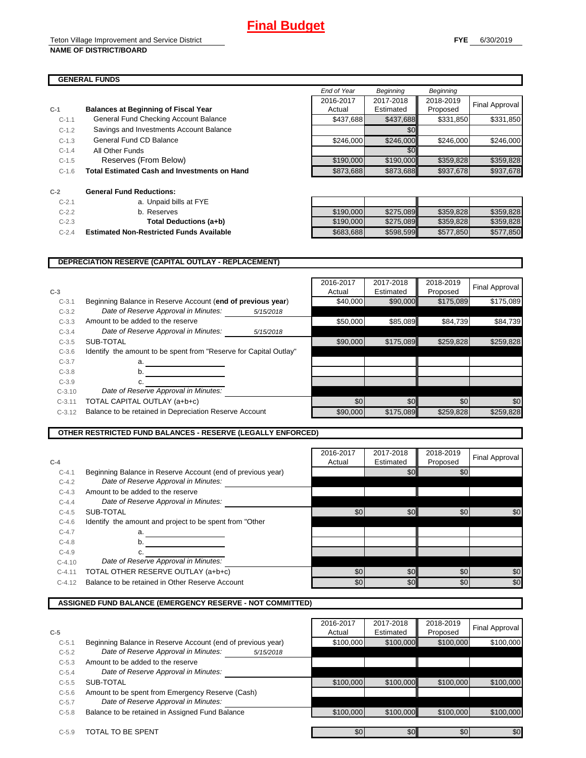# Final Budget

Teton Village Improvement and Service District
**NAME OF DISTRICT/BOARD**

**FYE** 6/30/2019

## GENERAL FUNDS

| | | End of Year 2016-2017 Actual | Beginning 2017-2018 Estimated | Beginning 2018-2019 Proposed | Final Approval |
|---|---|---|---|---|---|
| **C-1** | **Balances at Beginning of Fiscal Year** | | | | |
| C-1.1 | General Fund Checking Account Balance | $437,688 | $437,688 | $331,850 | $331,850 |
| C-1.2 | Savings and Investments Account Balance | | $0 | | |
| C-1.3 | General Fund CD Balance | $246,000 | $246,000 | $246,000 | $246,000 |
| C-1.4 | All Other Funds | | $0 | | |
| C-1.5 | Reserves (From Below) | $190,000 | $190,000 | $359,828 | $359,828 |
| C-1.6 | **Total Estimated Cash and Investments on Hand** | $873,688 | $873,688 | $937,678 | $937,678 |
| **C-2** | **General Fund Reductions:** | | | | |
| C-2.1 | a. Unpaid bills at FYE | | | | |
| C-2.2 | b. Reserves | $190,000 | $275,089 | $359,828 | $359,828 |
| C-2.3 | **Total Deductions (a+b)** | $190,000 | $275,089 | $359,828 | $359,828 |
| C-2.4 | **Estimated Non-Restricted Funds Available** | $683,688 | $598,599 | $577,850 | $577,850 |

## DEPRECIATION RESERVE (CAPITAL OUTLAY - REPLACEMENT)

| **C-3** | | 2016-2017 Actual | 2017-2018 Estimated | 2018-2019 Proposed | Final Approval |
|---|---|---|---|---|---|
| C-3.1 | Beginning Balance in Reserve Account (**end of previous year**) | $40,000 | $90,000 | $175,089 | $175,089 |
| C-3.2 | *Date of Reserve Approval in Minutes:* *5/15/2018* | | | | |
| C-3.3 | Amount to be added to the reserve | $50,000 | $85,089 | $84,739 | $84,739 |
| C-3.4 | *Date of Reserve Approval in Minutes:* *5/15/2018* | | | | |
| C-3.5 | SUB-TOTAL | $90,000 | $175,089 | $259,828 | $259,828 |
| C-3.6 | Identify the amount to be spent from "Reserve for Capital Outlay" | | | | |
| C-3.7 | a. | | | | |
| C-3.8 | b. | | | | |
| C-3.9 | c. | | | | |
| C-3.10 | *Date of Reserve Approval in Minutes:* | | | | |
| C-3.11 | TOTAL CAPITAL OUTLAY (a+b+c) | $0 | $0 | $0 | $0 |
| C-3.12 | Balance to be retained in Depreciation Reserve Account | $90,000 | $175,089 | $259,828 | $259,828 |

## OTHER RESTRICTED FUND BALANCES - RESERVE (LEGALLY ENFORCED)

| **C-4** | | 2016-2017 Actual | 2017-2018 Estimated | 2018-2019 Proposed | Final Approval |
|---|---|---|---|---|---|
| C-4.1 | Beginning Balance in Reserve Account (end of previous year) | | $0 | $0 | |
| C-4.2 | *Date of Reserve Approval in Minutes:* | | | | |
| C-4.3 | Amount to be added to the reserve | | | | |
| C-4.4 | *Date of Reserve Approval in Minutes:* | | | | |
| C-4.5 | SUB-TOTAL | $0 | $0 | $0 | $0 |
| C-4.6 | Identify the amount and project to be spent from "Other | | | | |
| C-4.7 | a. | | | | |
| C-4.8 | b. | | | | |
| C-4.9 | c. | | | | |
| C-4.10 | *Date of Reserve Approval in Minutes:* | | | | |
| C-4.11 | TOTAL OTHER RESERVE OUTLAY (a+b+c) | $0 | $0 | $0 | $0 |
| C-4.12 | Balance to be retained in Other Reserve Account | $0 | $0 | $0 | $0 |

## ASSIGNED FUND BALANCE (EMERGENCY RESERVE - NOT COMMITTED)

| **C-5** | | 2016-2017 Actual | 2017-2018 Estimated | 2018-2019 Proposed | Final Approval |
|---|---|---|---|---|---|
| C-5.1 | Beginning Balance in Reserve Account (end of previous year) | $100,000 | $100,000 | $100,000 | $100,000 |
| C-5.2 | *Date of Reserve Approval in Minutes:* *5/15/2018* | | | | |
| C-5.3 | Amount to be added to the reserve | | | | |
| C-5.4 | *Date of Reserve Approval in Minutes:* | | | | |
| C-5.5 | SUB-TOTAL | $100,000 | $100,000 | $100,000 | $100,000 |
| C-5.6 | Amount to be spent from Emergency Reserve (Cash) | | | | |
| C-5.7 | *Date of Reserve Approval in Minutes:* | | | | |
| C-5.8 | Balance to be retained in Assigned Fund Balance | $100,000 | $100,000 | $100,000 | $100,000 |
| C-5.9 | TOTAL TO BE SPENT | $0 | $0 | $0 | $0 |